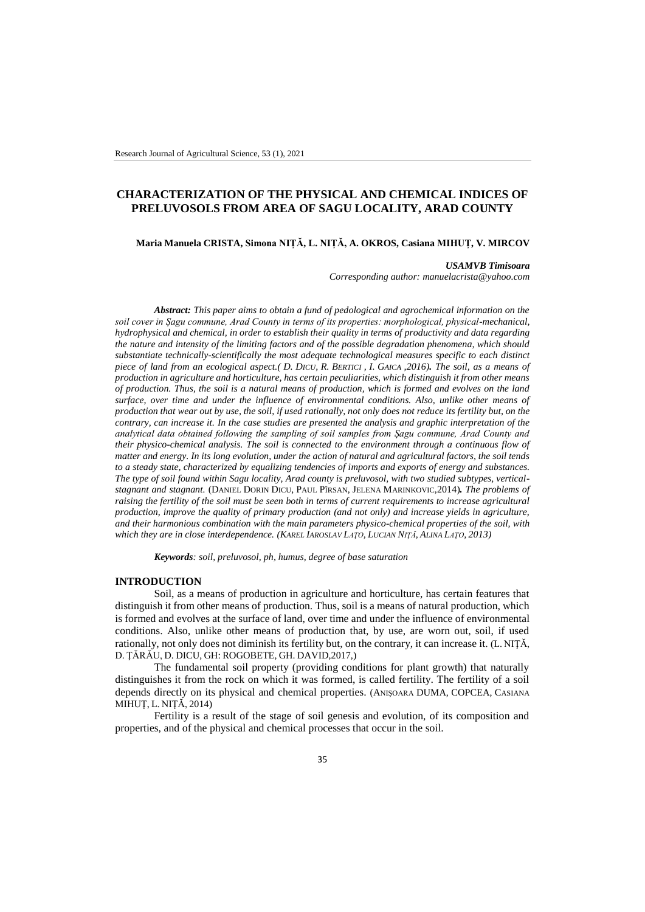# CHARACTERIZATION OF THE PHYSICAL AND CHEMICAL INDICES OF PRELUVOSOLS FROM AREA OF SAGU LOCALITY, ARAD COUNTY

**Maria Manuela CRISTA, Simona NIȚĂ, L. NIȚĂ, A. OKROS, Casiana MIHUȚ, V. MIRCOV**

***USAMVB Timisoara***
*Corresponding author: manuelacrista@yahoo.com*

***Abstract:*** *This paper aims to obtain a fund of pedological and agrochemical information on the soil cover in Șagu commune, Arad County in terms of its properties: morphological, physical-mechanical, hydrophysical and chemical, in order to establish their quality in terms of productivity and data regarding the nature and intensity of the limiting factors and of the possible degradation phenomena, which should substantiate technically-scientifically the most adequate technological measures specific to each distinct piece of land from an ecological aspect.( D. DICU, R. BERTICI , I. GAICA ,2016). The soil, as a means of production in agriculture and horticulture, has certain peculiarities, which distinguish it from other means of production. Thus, the soil is a natural means of production, which is formed and evolves on the land surface, over time and under the influence of environmental conditions. Also, unlike other means of production that wear out by use, the soil, if used rationally, not only does not reduce its fertility but, on the contrary, can increase it. In the case studies are presented the analysis and graphic interpretation of the analytical data obtained following the sampling of soil samples from Șagu commune, Arad County and their physico-chemical analysis. The soil is connected to the environment through a continuous flow of matter and energy. In its long evolution, under the action of natural and agricultural factors, the soil tends to a steady state, characterized by equalizing tendencies of imports and exports of energy and substances. The type of soil found within Sagu locality, Arad county is preluvosol, with two studied subtypes, vertical-stagnant and stagnant.* (DANIEL DORIN DICU, PAUL PÎRSAN, JELENA MARINKOVIC,2014)*. The problems of raising the fertility of the soil must be seen both in terms of current requirements to increase agricultural production, improve the quality of primary production (and not only) and increase yields in agriculture, and their harmonious combination with the main parameters physico-chemical properties of the soil, with which they are in close interdependence. (KAREL IAROSLAV LAȚO, LUCIAN NIȚĂ, ALINA LAȚO, 2013)*

***Keywords****: soil, preluvosol, ph, humus, degree of base saturation*

## INTRODUCTION

Soil, as a means of production in agriculture and horticulture, has certain features that distinguish it from other means of production. Thus, soil is a means of natural production, which is formed and evolves at the surface of land, over time and under the influence of environmental conditions. Also, unlike other means of production that, by use, are worn out, soil, if used rationally, not only does not diminish its fertility but, on the contrary, it can increase it. (L. NIȚĂ, D. ȚĂRĂU, D. DICU, GH: ROGOBETE, GH. DAVID,2017,)

The fundamental soil property (providing conditions for plant growth) that naturally distinguishes it from the rock on which it was formed, is called fertility. The fertility of a soil depends directly on its physical and chemical properties. (ANIȘOARA DUMA, COPCEA, CASIANA MIHUȚ, L. NIȚĂ, 2014)

Fertility is a result of the stage of soil genesis and evolution, of its composition and properties, and of the physical and chemical processes that occur in the soil.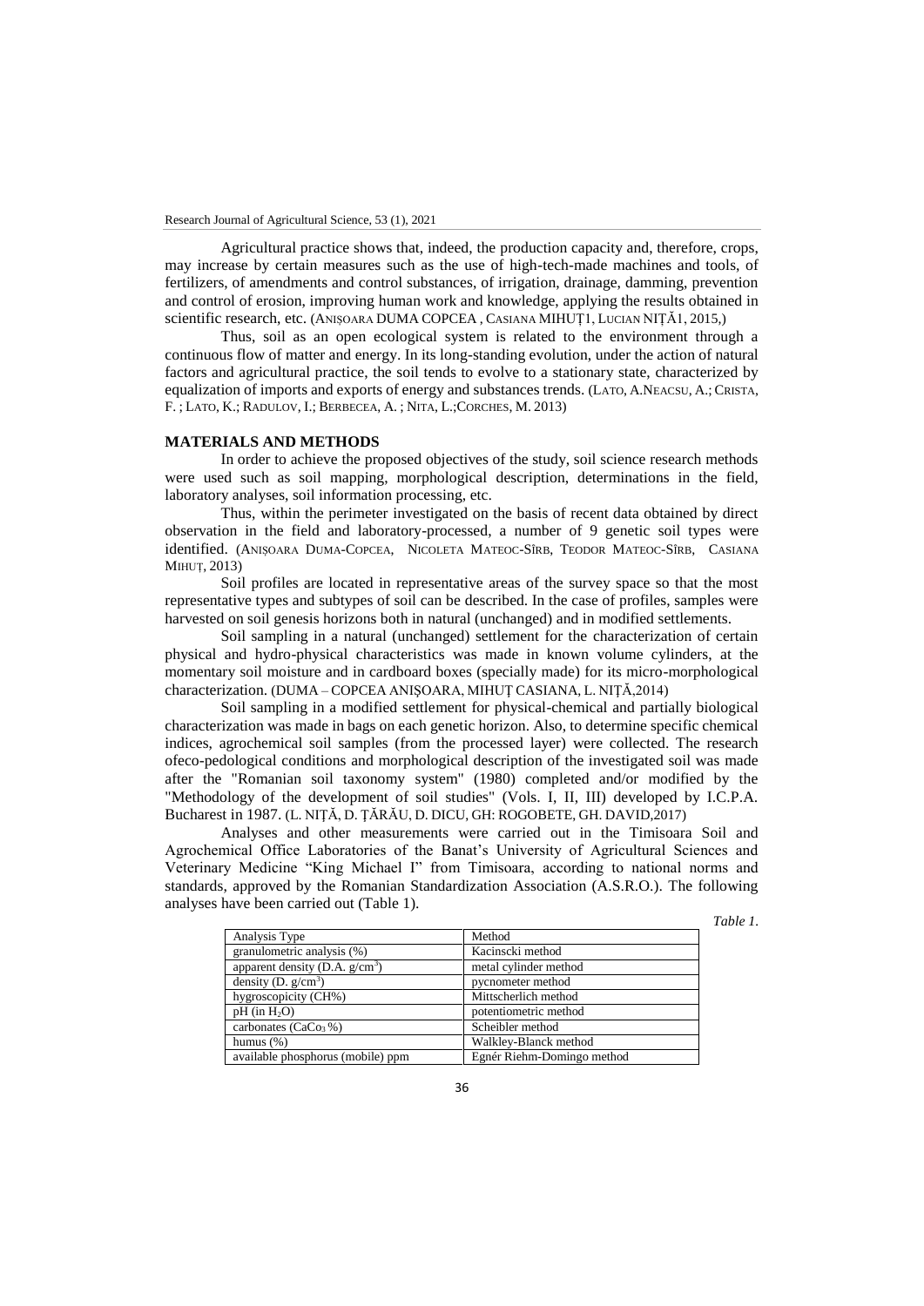Agricultural practice shows that, indeed, the production capacity and, therefore, crops, may increase by certain measures such as the use of high-tech-made machines and tools, of fertilizers, of amendments and control substances, of irrigation, drainage, damming, prevention and control of erosion, improving human work and knowledge, applying the results obtained in scientific research, etc. (ANIȘOARA DUMA COPCEA , CASIANA MIHUȚ1, LUCIAN NIȚĂ1, 2015,)

Thus, soil as an open ecological system is related to the environment through a continuous flow of matter and energy. In its long-standing evolution, under the action of natural factors and agricultural practice, the soil tends to evolve to a stationary state, characterized by equalization of imports and exports of energy and substances trends. (LATO, A.NEACSU, A.; CRISTA, F. ; LATO, K.; RADULOV, I.; BERBECEA, A. ; NITA, L.;CORCHES, M. 2013)

## MATERIALS AND METHODS

In order to achieve the proposed objectives of the study, soil science research methods were used such as soil mapping, morphological description, determinations in the field, laboratory analyses, soil information processing, etc.

Thus, within the perimeter investigated on the basis of recent data obtained by direct observation in the field and laboratory-processed, a number of 9 genetic soil types were identified. (ANIȘOARA DUMA-COPCEA, NICOLETA MATEOC-SÎRB, TEODOR MATEOC-SÎRB, CASIANA MIHUȚ, 2013)

Soil profiles are located in representative areas of the survey space so that the most representative types and subtypes of soil can be described. In the case of profiles, samples were harvested on soil genesis horizons both in natural (unchanged) and in modified settlements.

Soil sampling in a natural (unchanged) settlement for the characterization of certain physical and hydro-physical characteristics was made in known volume cylinders, at the momentary soil moisture and in cardboard boxes (specially made) for its micro-morphological characterization. (DUMA – COPCEA ANIŞOARA, MIHUȚ CASIANA, L. NIȚĂ,2014)

Soil sampling in a modified settlement for physical-chemical and partially biological characterization was made in bags on each genetic horizon. Also, to determine specific chemical indices, agrochemical soil samples (from the processed layer) were collected. The research ofeco-pedological conditions and morphological description of the investigated soil was made after the "Romanian soil taxonomy system" (1980) completed and/or modified by the "Methodology of the development of soil studies" (Vols. I, II, III) developed by I.C.P.A. Bucharest in 1987. (L. NIȚĂ, D. ȚĂRĂU, D. DICU, GH: ROGOBETE, GH. DAVID,2017)

Analyses and other measurements were carried out in the Timisoara Soil and Agrochemical Office Laboratories of the Banat's University of Agricultural Sciences and Veterinary Medicine "King Michael I" from Timisoara, according to national norms and standards, approved by the Romanian Standardization Association (A.S.R.O.). The following analyses have been carried out (Table 1).

*Table 1.*

| Analysis Type | Method |
|---|---|
| granulometric analysis (%) | Kacinscki method |
| apparent density (D.A. $g/cm^3$) | metal cylinder method |
| density (D. $g/cm^3$) | pycnometer method |
| hygroscopicity (CH%) | Mittscherlich method |
| pH (in $H_2O$) | potentiometric method |
| carbonates ($CaCo_3$ %) | Scheibler method |
| humus (%) | Walkley-Blanck method |
| available phosphorus (mobile) ppm | Egnér Riehm-Domingo method |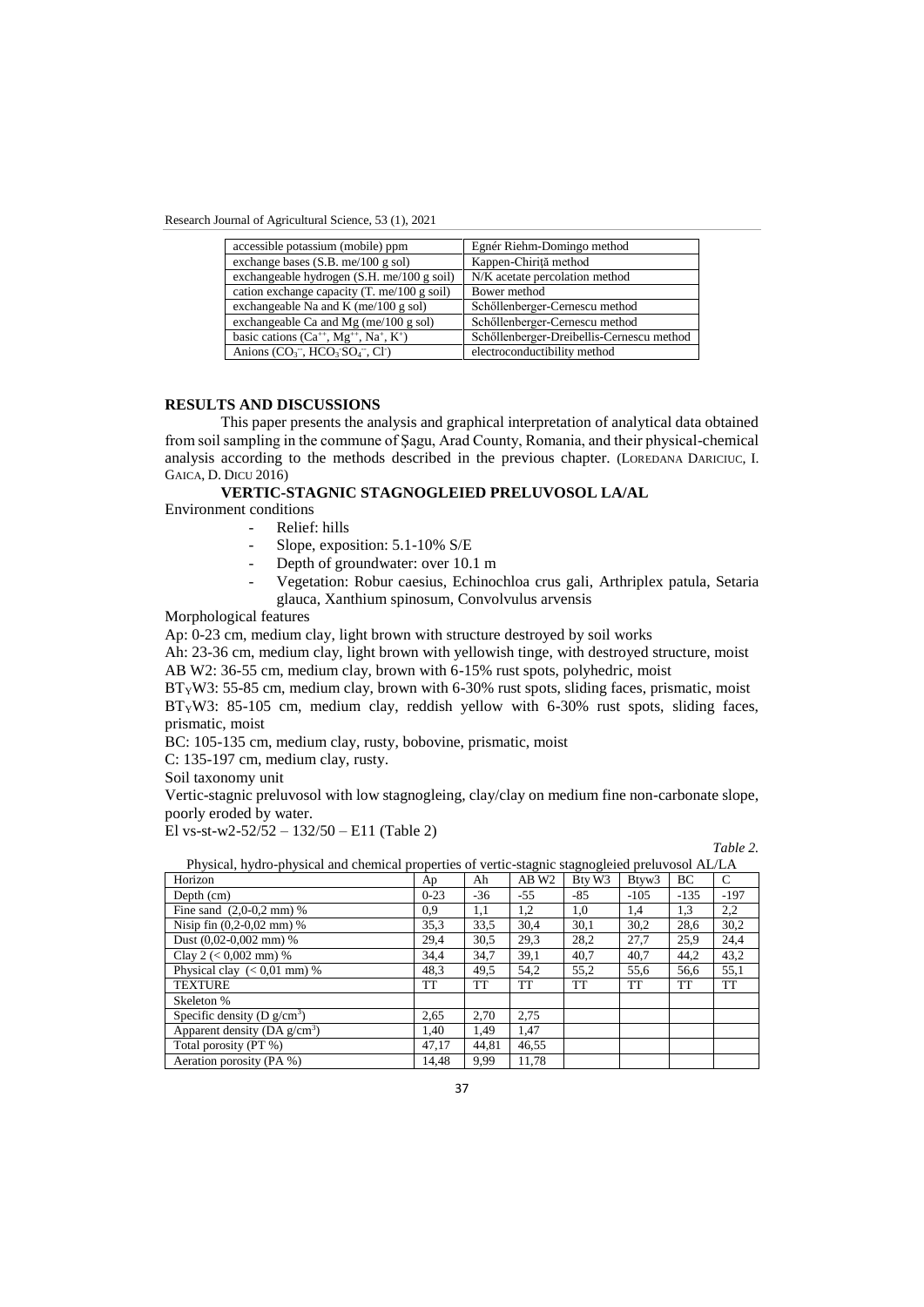| accessible potassium (mobile) ppm | Egnér Riehm-Domingo method |
|---|---|
| exchange bases (S.B. me/100 g sol) | Kappen-Chiriţă method |
| exchangeable hydrogen (S.H. me/100 g soil) | N/K acetate percolation method |
| cation exchange capacity (T. me/100 g soil) | Bower method |
| exchangeable Na and K (me/100 g sol) | Schőllenberger-Cernescu method |
| exchangeable Ca and Mg (me/100 g sol) | Schőllenberger-Cernescu method |
| basic cations ($Ca^{++}$, $Mg^{++}$, $Na^{+}$, $K^{+}$) | Schőllenberger-Dreibellis-Cernescu method |
| Anions ($CO_3^{--}$, $HCO_3^{-}SO_4^{--}$, $Cl^{-}$) | electroconductibility method |

## RESULTS AND DISCUSSIONS

This paper presents the analysis and graphical interpretation of analytical data obtained from soil sampling in the commune of Şagu, Arad County, Romania, and their physical-chemical analysis according to the methods described in the previous chapter. (LOREDANA DARICIUC, I. GAICA, D. DICU 2016)

### VERTIC-STAGNIC STAGNOGLEIED PRELUVOSOL LA/AL

Environment conditions

- Relief: hills
- Slope, exposition: 5.1-10% S/E
- Depth of groundwater: over 10.1 m
- Vegetation: Robur caesius, Echinochloa crus gali, Arthriplex patula, Setaria glauca, Xanthium spinosum, Convolvulus arvensis

Morphological features

Ap: 0-23 cm, medium clay, light brown with structure destroyed by soil works

Ah: 23-36 cm, medium clay, light brown with yellowish tinge, with destroyed structure, moist

AB W2: 36-55 cm, medium clay, brown with 6-15% rust spots, polyhedric, moist

$BT_YW3$: 55-85 cm, medium clay, brown with 6-30% rust spots, sliding faces, prismatic, moist

$BT_YW3$: 85-105 cm, medium clay, reddish yellow with 6-30% rust spots, sliding faces, prismatic, moist

BC: 105-135 cm, medium clay, rusty, bobovine, prismatic, moist

C: 135-197 cm, medium clay, rusty.

Soil taxonomy unit

Vertic-stagnic preluvosol with low stagnogleing, clay/clay on medium fine non-carbonate slope, poorly eroded by water.

El vs-st-w2-52/52 – 132/50 – E11 (Table 2)

*Table 2.*

Physical, hydro-physical and chemical properties of vertic-stagnic stagnogleied preluvosol AL/LA

| Horizon | Ap | Ah | AB W2 | Bty W3 | Btyw3 | BC | C |
|---|---|---|---|---|---|---|---|
| Depth (cm) | 0-23 | -36 | -55 | -85 | -105 | -135 | -197 |
| Fine sand (2,0-0,2 mm) % | 0,9 | 1,1 | 1,2 | 1,0 | 1,4 | 1,3 | 2,2 |
| Nisip fin (0,2-0,02 mm) % | 35,3 | 33,5 | 30,4 | 30,1 | 30,2 | 28,6 | 30,2 |
| Dust (0,02-0,002 mm) % | 29,4 | 30,5 | 29,3 | 28,2 | 27,7 | 25,9 | 24,4 |
| Clay 2 (< 0,002 mm) % | 34,4 | 34,7 | 39,1 | 40,7 | 40,7 | 44,2 | 43,2 |
| Physical clay (< 0,01 mm) % | 48,3 | 49,5 | 54,2 | 55,2 | 55,6 | 56,6 | 55,1 |
| TEXTURE | TT | TT | TT | TT | TT | TT | TT |
| Skeleton % | | | | | | | |
| Specific density (D $g/cm^3$) | 2,65 | 2,70 | 2,75 | | | | |
| Apparent density (DA $g/cm^3$) | 1,40 | 1,49 | 1,47 | | | | |
| Total porosity (PT %) | 47,17 | 44,81 | 46,55 | | | | |
| Aeration porosity (PA %) | 14,48 | 9,99 | 11,78 | | | | |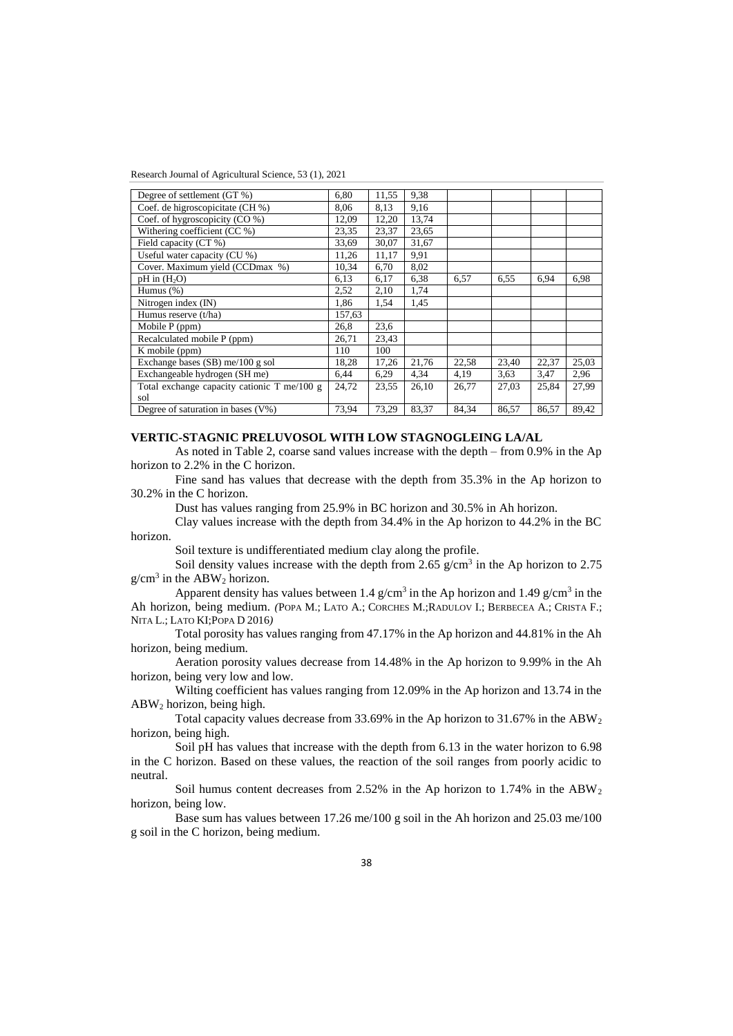| Degree of settlement (GT %) | 6,80 | 11,55 | 9,38 | | | | |
|---|---|---|---|---|---|---|---|
| Coef. de higroscopicitate (CH %) | 8,06 | 8,13 | 9,16 | | | | |
| Coef. of hygroscopicity (CO %) | 12,09 | 12,20 | 13,74 | | | | |
| Withering coefficient (CC %) | 23,35 | 23,37 | 23,65 | | | | |
| Field capacity (CT %) | 33,69 | 30,07 | 31,67 | | | | |
| Useful water capacity (CU %) | 11,26 | 11,17 | 9,91 | | | | |
| Cover. Maximum yield (CCDmax %) | 10,34 | 6,70 | 8,02 | | | | |
| pH in ($H_2O$) | 6,13 | 6,17 | 6,38 | 6,57 | 6,55 | 6,94 | 6,98 |
| Humus (%) | 2,52 | 2,10 | 1,74 | | | | |
| Nitrogen index (IN) | 1,86 | 1,54 | 1,45 | | | | |
| Humus reserve (t/ha) | 157,63 | | | | | | |
| Mobile P (ppm) | 26,8 | 23,6 | | | | | |
| Recalculated mobile P (ppm) | 26,71 | 23,43 | | | | | |
| K mobile (ppm) | 110 | 100 | | | | | |
| Exchange bases (SB) me/100 g sol | 18,28 | 17,26 | 21,76 | 22,58 | 23,40 | 22,37 | 25,03 |
| Exchangeable hydrogen (SH me) | 6,44 | 6,29 | 4,34 | 4,19 | 3,63 | 3,47 | 2,96 |
| Total exchange capacity cationic T me/100 g sol | 24,72 | 23,55 | 26,10 | 26,77 | 27,03 | 25,84 | 27,99 |
| Degree of saturation in bases (V%) | 73,94 | 73,29 | 83,37 | 84,34 | 86,57 | 86,57 | 89,42 |

## VERTIC-STAGNIC PRELUVOSOL WITH LOW STAGNOGLEING LA/AL

As noted in Table 2, coarse sand values increase with the depth – from 0.9% in the Ap horizon to 2.2% in the C horizon.

Fine sand has values that decrease with the depth from 35.3% in the Ap horizon to 30.2% in the C horizon.

Dust has values ranging from 25.9% in BC horizon and 30.5% in Ah horizon.

Clay values increase with the depth from 34.4% in the Ap horizon to 44.2% in the BC horizon.

Soil texture is undifferentiated medium clay along the profile.

Soil density values increase with the depth from 2.65 g/cm$^3$ in the Ap horizon to 2.75 g/cm$^3$ in the $ABW_2$ horizon.

Apparent density has values between 1.4 g/cm$^3$ in the Ap horizon and 1.49 g/cm$^3$ in the Ah horizon, being medium. *(*POPA M.; LATO A.; CORCHES M.;RADULOV I.; BERBECEA A.; CRISTA F.; NITA L.; LATO KI;POPA D 2016*)*

Total porosity has values ranging from 47.17% in the Ap horizon and 44.81% in the Ah horizon, being medium.

Aeration porosity values decrease from 14.48% in the Ap horizon to 9.99% in the Ah horizon, being very low and low.

Wilting coefficient has values ranging from 12.09% in the Ap horizon and 13.74 in the $ABW_2$ horizon, being high.

Total capacity values decrease from 33.69% in the Ap horizon to 31.67% in the $ABW_2$ horizon, being high.

Soil pH has values that increase with the depth from 6.13 in the water horizon to 6.98 in the C horizon. Based on these values, the reaction of the soil ranges from poorly acidic to neutral.

Soil humus content decreases from 2.52% in the Ap horizon to 1.74% in the $ABW_2$ horizon, being low.

Base sum has values between 17.26 me/100 g soil in the Ah horizon and 25.03 me/100 g soil in the C horizon, being medium.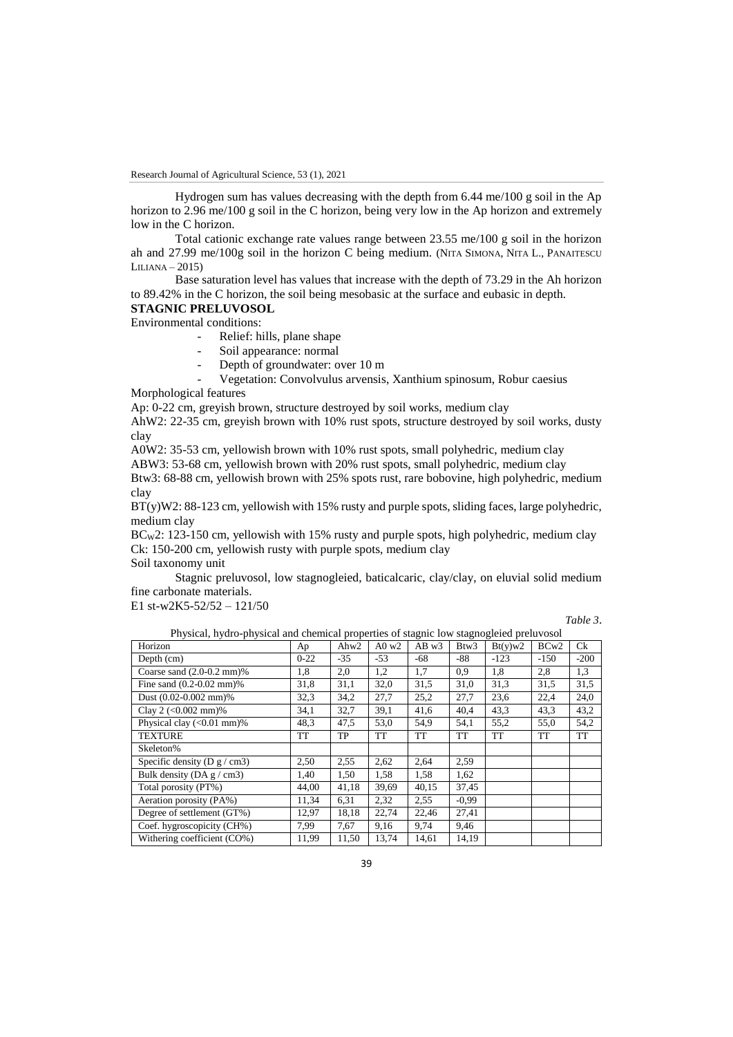Hydrogen sum has values decreasing with the depth from 6.44 me/100 g soil in the Ap horizon to 2.96 me/100 g soil in the C horizon, being very low in the Ap horizon and extremely low in the C horizon.

Total cationic exchange rate values range between 23.55 me/100 g soil in the horizon ah and 27.99 me/100g soil in the horizon C being medium. (NITA SIMONA, NITA L., PANAITESCU LILIANA – 2015)

Base saturation level has values that increase with the depth of 73.29 in the Ah horizon to 89.42% in the C horizon, the soil being mesobasic at the surface and eubasic in depth.

**STAGNIC PRELUVOSOL**

Environmental conditions:

- Relief: hills, plane shape
- Soil appearance: normal
- Depth of groundwater: over 10 m
- Vegetation: Convolvulus arvensis, Xanthium spinosum, Robur caesius

Morphological features

Ap: 0-22 cm, greyish brown, structure destroyed by soil works, medium clay

AhW2: 22-35 cm, greyish brown with 10% rust spots, structure destroyed by soil works, dusty clay

A0W2: 35-53 cm, yellowish brown with 10% rust spots, small polyhedric, medium clay

ABW3: 53-68 cm, yellowish brown with 20% rust spots, small polyhedric, medium clay

Btw3: 68-88 cm, yellowish brown with 25% spots rust, rare bobovine, high polyhedric, medium clay

BT(y)W2: 88-123 cm, yellowish with 15% rusty and purple spots, sliding faces, large polyhedric, medium clay

$BC_W2$: 123-150 cm, yellowish with 15% rusty and purple spots, high polyhedric, medium clay

Ck: 150-200 cm, yellowish rusty with purple spots, medium clay

Soil taxonomy unit

Stagnic preluvosol, low stagnogleied, baticalcaric, clay/clay, on eluvial solid medium fine carbonate materials.

E1 st-w2K5-52/52 – 121/50

*Table 3*.

Physical, hydro-physical and chemical properties of stagnic low stagnogleied preluvosol

| Horizon | Ap | Ahw2 | A0 w2 | AB w3 | Btw3 | Bt(y)w2 | BCw2 | Ck |
|---|---|---|---|---|---|---|---|---|
| Depth (cm) | 0-22 | -35 | -53 | -68 | -88 | -123 | -150 | -200 |
| Coarse sand (2.0-0.2 mm)% | 1,8 | 2,0 | 1,2 | 1,7 | 0,9 | 1,8 | 2,8 | 1,3 |
| Fine sand (0.2-0.02 mm)% | 31,8 | 31,1 | 32,0 | 31,5 | 31,0 | 31,3 | 31,5 | 31,5 |
| Dust (0.02-0.002 mm)% | 32,3 | 34,2 | 27,7 | 25,2 | 27,7 | 23,6 | 22,4 | 24,0 |
| Clay 2 (<0.002 mm)% | 34,1 | 32,7 | 39,1 | 41,6 | 40,4 | 43,3 | 43,3 | 43,2 |
| Physical clay (<0.01 mm)% | 48,3 | 47,5 | 53,0 | 54,9 | 54,1 | 55,2 | 55,0 | 54,2 |
| TEXTURE | TT | TP | TT | TT | TT | TT | TT | TT |
| Skeleton% | | | | | | | | |
| Specific density (D g / cm3) | 2,50 | 2,55 | 2,62 | 2,64 | 2,59 | | | |
| Bulk density (DA g / cm3) | 1,40 | 1,50 | 1,58 | 1,58 | 1,62 | | | |
| Total porosity (PT%) | 44,00 | 41,18 | 39,69 | 40,15 | 37,45 | | | |
| Aeration porosity (PA%) | 11,34 | 6,31 | 2,32 | 2,55 | -0,99 | | | |
| Degree of settlement (GT%) | 12,97 | 18,18 | 22,74 | 22,46 | 27,41 | | | |
| Coef. hygroscopicity (CH%) | 7,99 | 7,67 | 9,16 | 9,74 | 9,46 | | | |
| Withering coefficient (CO%) | 11,99 | 11,50 | 13,74 | 14,61 | 14,19 | | | |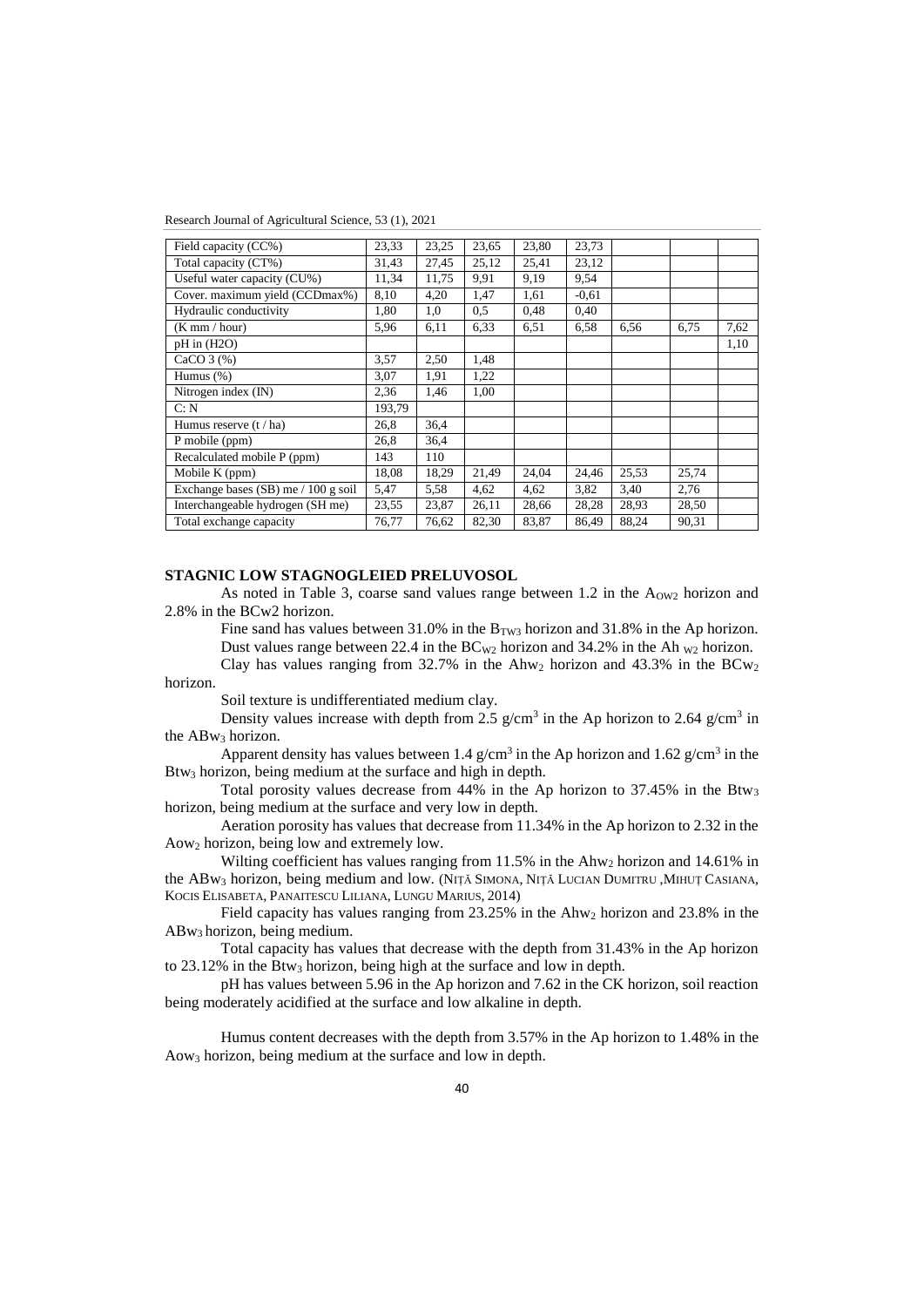| Field capacity (CC%) | 23,33 | 23,25 | 23,65 | 23,80 | 23,73 | | | |
|---|---|---|---|---|---|---|---|---|
| Total capacity (CT%) | 31,43 | 27,45 | 25,12 | 25,41 | 23,12 | | | |
| Useful water capacity (CU%) | 11,34 | 11,75 | 9,91 | 9,19 | 9,54 | | | |
| Cover. maximum yield (CCDmax%) | 8,10 | 4,20 | 1,47 | 1,61 | -0,61 | | | |
| Hydraulic conductivity | 1,80 | 1,0 | 0,5 | 0,48 | 0,40 | | | |
| (K mm / hour) | 5,96 | 6,11 | 6,33 | 6,51 | 6,58 | 6,56 | 6,75 | 7,62 |
| pH in (H2O) | | | | | | | | 1,10 |
| CaCO 3 (%) | 3,57 | 2,50 | 1,48 | | | | | |
| Humus (%) | 3,07 | 1,91 | 1,22 | | | | | |
| Nitrogen index (IN) | 2,36 | 1,46 | 1,00 | | | | | |
| C: N | 193,79 | | | | | | | |
| Humus reserve (t / ha) | 26,8 | 36,4 | | | | | | |
| P mobile (ppm) | 26,8 | 36,4 | | | | | | |
| Recalculated mobile P (ppm) | 143 | 110 | | | | | | |
| Mobile K (ppm) | 18,08 | 18,29 | 21,49 | 24,04 | 24,46 | 25,53 | 25,74 | |
| Exchange bases (SB) me / 100 g soil | 5,47 | 5,58 | 4,62 | 4,62 | 3,82 | 3,40 | 2,76 | |
| Interchangeable hydrogen (SH me) | 23,55 | 23,87 | 26,11 | 28,66 | 28,28 | 28,93 | 28,50 | |
| Total exchange capacity | 76,77 | 76,62 | 82,30 | 83,87 | 86,49 | 88,24 | 90,31 | |

## STAGNIC LOW STAGNOGLEIED PRELUVOSOL

As noted in Table 3, coarse sand values range between 1.2 in the $A_{OW2}$ horizon and 2.8% in the BCw2 horizon.

Fine sand has values between 31.0% in the $B_{TW3}$ horizon and 31.8% in the Ap horizon.

Dust values range between 22.4 in the $BC_{W2}$ horizon and 34.2% in the Ah $_{W2}$ horizon.

Clay has values ranging from 32.7% in the $Ahw_2$ horizon and 43.3% in the $BCw_2$ horizon.

Soil texture is undifferentiated medium clay.

Density values increase with depth from 2.5 g/cm$^3$ in the Ap horizon to 2.64 g/cm$^3$ in the $ABw_3$ horizon.

Apparent density has values between 1.4 g/cm$^3$ in the Ap horizon and 1.62 g/cm$^3$ in the $Btw_3$ horizon, being medium at the surface and high in depth.

Total porosity values decrease from 44% in the Ap horizon to 37.45% in the $Btw_3$ horizon, being medium at the surface and very low in depth.

Aeration porosity has values that decrease from 11.34% in the Ap horizon to 2.32 in the $Aow_2$ horizon, being low and extremely low.

Wilting coefficient has values ranging from 11.5% in the $Ahw_2$ horizon and 14.61% in the $ABw_3$ horizon, being medium and low. (NIȚĂ SIMONA, NIȚĂ LUCIAN DUMITRU ,MIHUȚ CASIANA, KOCIS ELISABETA, PANAITESCU LILIANA, LUNGU MARIUS, 2014)

Field capacity has values ranging from 23.25% in the $Ahw_2$ horizon and 23.8% in the $ABw_3$ horizon, being medium.

Total capacity has values that decrease with the depth from 31.43% in the Ap horizon to 23.12% in the $Btw_3$ horizon, being high at the surface and low in depth.

pH has values between 5.96 in the Ap horizon and 7.62 in the CK horizon, soil reaction being moderately acidified at the surface and low alkaline in depth.

Humus content decreases with the depth from 3.57% in the Ap horizon to 1.48% in the $Aow_3$ horizon, being medium at the surface and low in depth.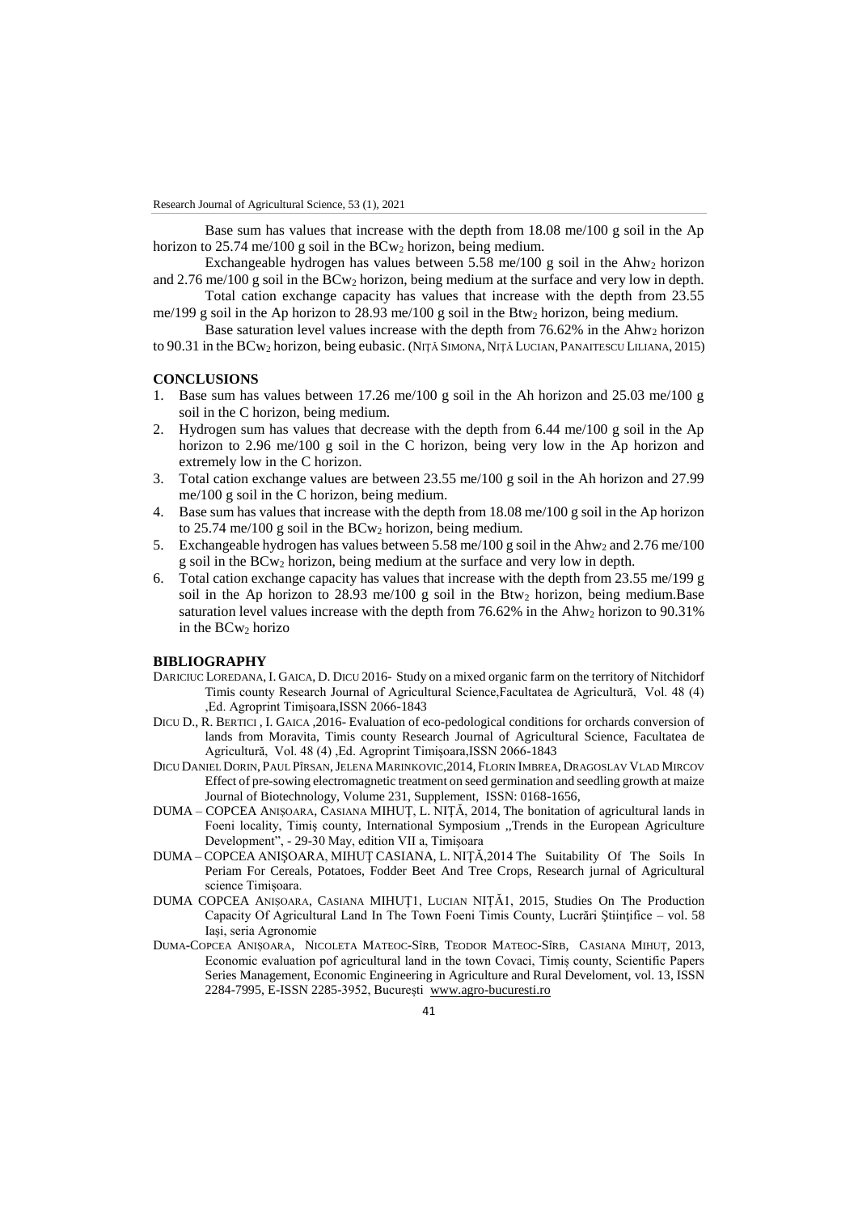Base sum has values that increase with the depth from 18.08 me/100 g soil in the Ap horizon to 25.74 me/100 g soil in the $BCw_2$ horizon, being medium.

Exchangeable hydrogen has values between 5.58 me/100 g soil in the $Ahw_2$ horizon and 2.76 me/100 g soil in the $BCw_2$ horizon, being medium at the surface and very low in depth.

Total cation exchange capacity has values that increase with the depth from 23.55 me/199 g soil in the Ap horizon to 28.93 me/100 g soil in the $Btw_2$ horizon, being medium.

Base saturation level values increase with the depth from 76.62% in the $Ahw_2$ horizon to 90.31 in the $BCw_2$ horizon, being eubasic. (NIȚĂ SIMONA, NIȚĂ LUCIAN, PANAITESCU LILIANA, 2015)

## CONCLUSIONS

1. Base sum has values between 17.26 me/100 g soil in the Ah horizon and 25.03 me/100 g soil in the C horizon, being medium.
2. Hydrogen sum has values that decrease with the depth from 6.44 me/100 g soil in the Ap horizon to 2.96 me/100 g soil in the C horizon, being very low in the Ap horizon and extremely low in the C horizon.
3. Total cation exchange values are between 23.55 me/100 g soil in the Ah horizon and 27.99 me/100 g soil in the C horizon, being medium.
4. Base sum has values that increase with the depth from 18.08 me/100 g soil in the Ap horizon to 25.74 me/100 g soil in the $BCw_2$ horizon, being medium.
5. Exchangeable hydrogen has values between 5.58 me/100 g soil in the $Ahw_2$ and 2.76 me/100 g soil in the $BCw_2$ horizon, being medium at the surface and very low in depth.
6. Total cation exchange capacity has values that increase with the depth from 23.55 me/199 g soil in the Ap horizon to 28.93 me/100 g soil in the $Btw_2$ horizon, being medium.Base saturation level values increase with the depth from 76.62% in the $Ahw_2$ horizon to 90.31% in the $BCw_2$ horizo

## BIBLIOGRAPHY

DARICIUC LOREDANA, I. GAICA, D. DICU 2016- Study on a mixed organic farm on the territory of Nitchidorf Timis county Research Journal of Agricultural Science,Facultatea de Agricultură, Vol. 48 (4) ,Ed. Agroprint Timişoara,ISSN 2066-1843

DICU D., R. BERTICI , I. GAICA ,2016- Evaluation of eco-pedological conditions for orchards conversion of lands from Moravita, Timis county Research Journal of Agricultural Science, Facultatea de Agricultură, Vol. 48 (4) ,Ed. Agroprint Timişoara,ISSN 2066-1843

DICU DANIEL DORIN, PAUL PÎRSAN, JELENA MARINKOVIC,2014, FLORIN IMBREA, DRAGOSLAV VLAD MIRCOV Effect of pre-sowing electromagnetic treatment on seed germination and seedling growth at maize Journal of Biotechnology, Volume 231, Supplement, ISSN: 0168-1656,

DUMA – COPCEA ANIȘOARA, CASIANA MIHUȚ, L. NIȚĂ, 2014, The bonitation of agricultural lands in Foeni locality, Timiş county, International Symposium ,,Trends in the European Agriculture Development", - 29-30 May, edition VII a, Timişoara

DUMA – COPCEA ANIŞOARA, MIHUȚ CASIANA, L. NIȚĂ,2014 The Suitability Of The Soils In Periam For Cereals, Potatoes, Fodder Beet And Tree Crops, Research jurnal of Agricultural science Timişoara.

DUMA COPCEA ANIȘOARA, CASIANA MIHUȚ1, LUCIAN NIȚĂ1, 2015, Studies On The Production Capacity Of Agricultural Land In The Town Foeni Timis County, Lucrări Științifice – vol. 58 Iași, seria Agronomie

DUMA-COPCEA ANIȘOARA, NICOLETA MATEOC-SÎRB, TEODOR MATEOC-SÎRB, CASIANA MIHUȚ, 2013, Economic evaluation pof agricultural land in the town Covaci, Timiș county, Scientific Papers Series Management, Economic Engineering in Agriculture and Rural Develoment, vol. 13, ISSN 2284-7995, E-ISSN 2285-3952, București www.agro-bucuresti.ro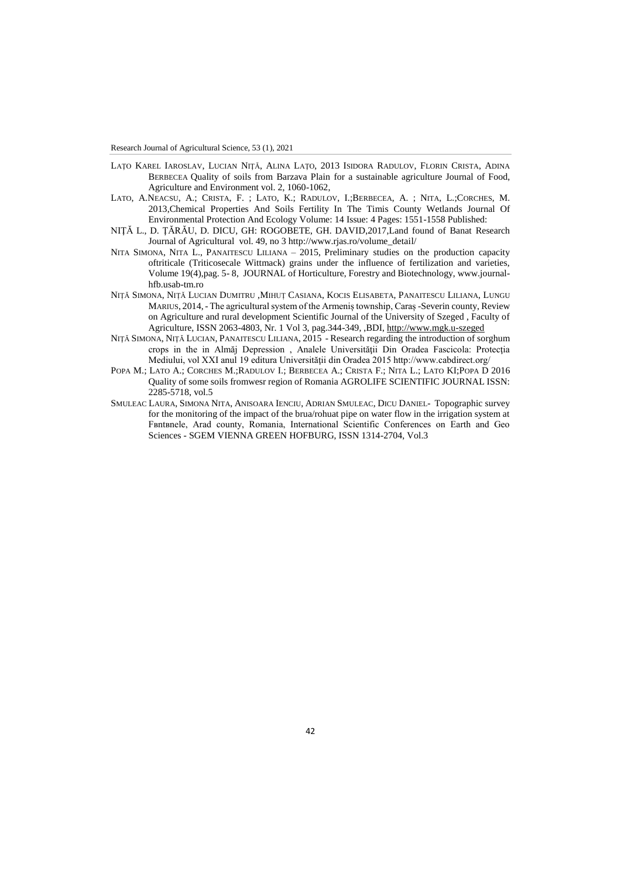LAȚO KAREL IAROSLAV, LUCIAN NIȚĂ, ALINA LAȚO, 2013 ISIDORA RADULOV, FLORIN CRISTA, ADINA BERBECEA Quality of soils from Barzava Plain for a sustainable agriculture Journal of Food, Agriculture and Environment vol. 2, 1060-1062,

LATO, A.NEACSU, A.; CRISTA, F. ; LATO, K.; RADULOV, I.;BERBECEA, A. ; NITA, L.;CORCHES, M. 2013,Chemical Properties And Soils Fertility In The Timis County Wetlands Journal Of Environmental Protection And Ecology Volume: 14 Issue: 4 Pages: 1551-1558 Published:

NIŢĂ L., D. ŢĂRĂU, D. DICU, GH: ROGOBETE, GH. DAVID,2017,Land found of Banat Research Journal of Agricultural vol. 49, no 3 http://www.rjas.ro/volume_detail/

NITA SIMONA, NITA L., PANAITESCU LILIANA – 2015, Preliminary studies on the production capacity oftriticale (Triticosecale Wittmack) grains under the influence of fertilization and varieties, Volume 19(4),pag. 5- 8, JOURNAL of Horticulture, Forestry and Biotechnology, www.journal-hfb.usab-tm.ro

NIȚĂ SIMONA, NIȚĂ LUCIAN DUMITRU ,MIHUȚ CASIANA, KOCIS ELISABETA, PANAITESCU LILIANA, LUNGU MARIUS, 2014, - The agricultural system of the Armeniș township, Caraș -Severin county, Review on Agriculture and rural development Scientific Journal of the University of Szeged , Faculty of Agriculture, ISSN 2063-4803, Nr. 1 Vol 3, pag.344-349, ,BDI, http://www.mgk.u-szeged

NIȚĂ SIMONA, NIȚĂ LUCIAN, PANAITESCU LILIANA, 2015 - Research regarding the introduction of sorghum crops in the in Almăj Depression , Analele Universităţii Din Oradea Fascicola: Protecția Mediului, vol XXI anul 19 editura Universităţii din Oradea 2015 http://www.cabdirect.org/

POPA M.; LATO A.; CORCHES M.;RADULOV I.; BERBECEA A.; CRISTA F.; NITA L.; LATO KI;POPA D 2016 Quality of some soils fromwesr region of Romania AGROLIFE SCIENTIFIC JOURNAL ISSN: 2285-5718, vol.5

SMULEAC LAURA, SIMONA NITA, ANISOARA IENCIU, ADRIAN SMULEAC, DICU DANIEL- Topographic survey for the monitoring of the impact of the brua/rohuat pipe on water flow in the irrigation system at Fвntвnele, Arad county, Romania, International Scientific Conferences on Earth and Geo Sciences - SGEM VIENNA GREEN HOFBURG, ISSN 1314-2704, Vol.3